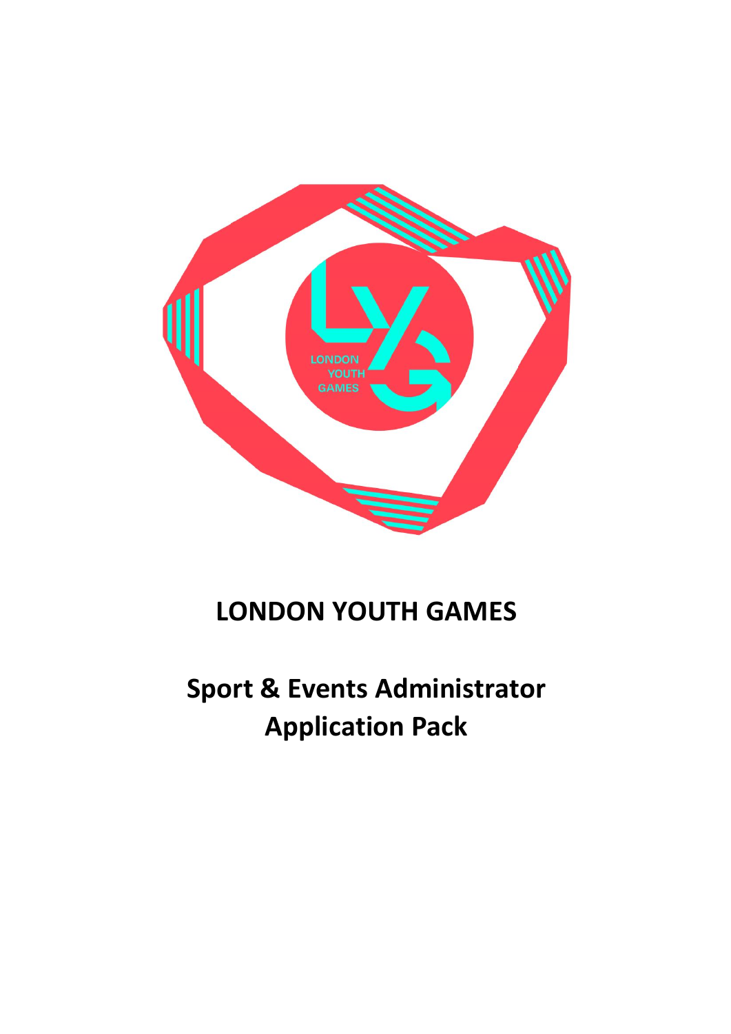# LONDON YOUTH GAMES

## Sport & Events Administrator Application Pack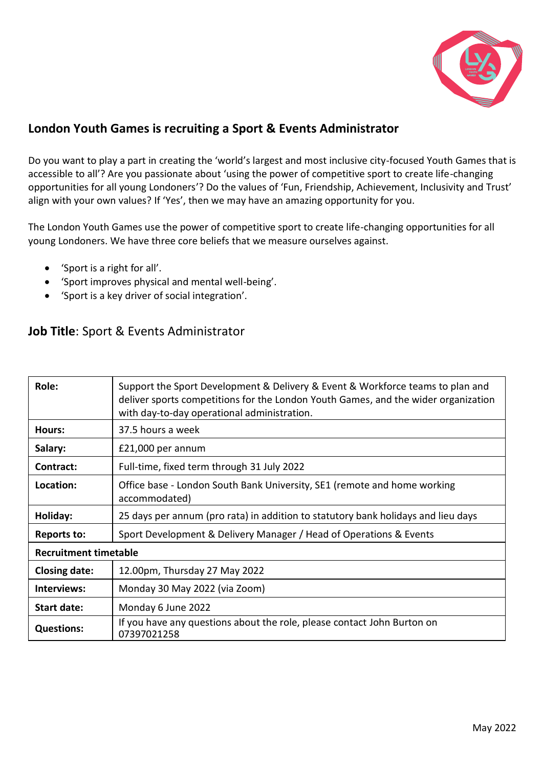## London Youth Games is recruiting a Sport & Events Administrator

Do you want to play a part in creating the 'world's largest and most inclusive city-focused Youth Games that is accessible to all'? Are you passionate about 'using the power of competitive sport to create life-changing opportunities for all young Londoners'? Do the values of 'Fun, Friendship, Achievement, Inclusivity and Trust' align with your own values? If 'Yes', then we may have an amazing opportunity for you.

The London Youth Games use the power of competitive sport to create life-changing opportunities for all young Londoners. We have three core beliefs that we measure ourselves against.

- 'Sport is a right for all'.
- 'Sport improves physical and mental well-being'.
- 'Sport is a key driver of social integration'.

### **Job Title**: Sport & Events Administrator

| | |
|---|---|
| **Role:** | Support the Sport Development & Delivery & Event & Workforce teams to plan and deliver sports competitions for the London Youth Games, and the wider organization with day-to-day operational administration. |
| **Hours:** | 37.5 hours a week |
| **Salary:** | £21,000 per annum |
| **Contract:** | Full-time, fixed term through 31 July 2022 |
| **Location:** | Office base - London South Bank University, SE1 (remote and home working accommodated) |
| **Holiday:** | 25 days per annum (pro rata) in addition to statutory bank holidays and lieu days |
| **Reports to:** | Sport Development & Delivery Manager / Head of Operations & Events |
| **Recruitment timetable** | |
| **Closing date:** | 12.00pm, Thursday 27 May 2022 |
| **Interviews:** | Monday 30 May 2022 (via Zoom) |
| **Start date:** | Monday 6 June 2022 |
| **Questions:** | If you have any questions about the role, please contact John Burton on 07397021258 |

May 2022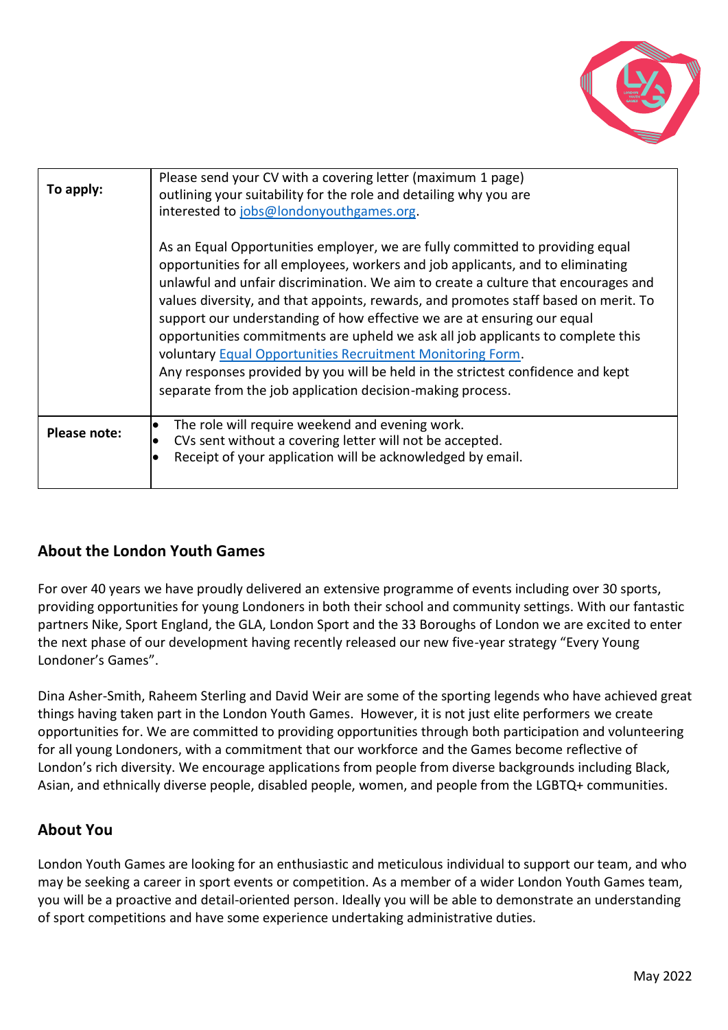| To apply: | Please send your CV with a covering letter (maximum 1 page) outlining your suitability for the role and detailing why you are interested to jobs@londonyouthgames.org.<br><br>As an Equal Opportunities employer, we are fully committed to providing equal opportunities for all employees, workers and job applicants, and to eliminating unlawful and unfair discrimination. We aim to create a culture that encourages and values diversity, and that appoints, rewards, and promotes staff based on merit. To support our understanding of how effective we are at ensuring our equal opportunities commitments are upheld we ask all job applicants to complete this voluntary Equal Opportunities Recruitment Monitoring Form.<br>Any responses provided by you will be held in the strictest confidence and kept separate from the job application decision-making process. |
|---|---|
| **Please note:** | • The role will require weekend and evening work.<br>• CVs sent without a covering letter will not be accepted.<br>• Receipt of your application will be acknowledged by email. |

## About the London Youth Games

For over 40 years we have proudly delivered an extensive programme of events including over 30 sports, providing opportunities for young Londoners in both their school and community settings. With our fantastic partners Nike, Sport England, the GLA, London Sport and the 33 Boroughs of London we are excited to enter the next phase of our development having recently released our new five-year strategy "Every Young Londoner's Games".

Dina Asher-Smith, Raheem Sterling and David Weir are some of the sporting legends who have achieved great things having taken part in the London Youth Games. However, it is not just elite performers we create opportunities for. We are committed to providing opportunities through both participation and volunteering for all young Londoners, with a commitment that our workforce and the Games become reflective of London's rich diversity. We encourage applications from people from diverse backgrounds including Black, Asian, and ethnically diverse people, disabled people, women, and people from the LGBTQ+ communities.

## About You

London Youth Games are looking for an enthusiastic and meticulous individual to support our team, and who may be seeking a career in sport events or competition. As a member of a wider London Youth Games team, you will be a proactive and detail-oriented person. Ideally you will be able to demonstrate an understanding of sport competitions and have some experience undertaking administrative duties.

May 2022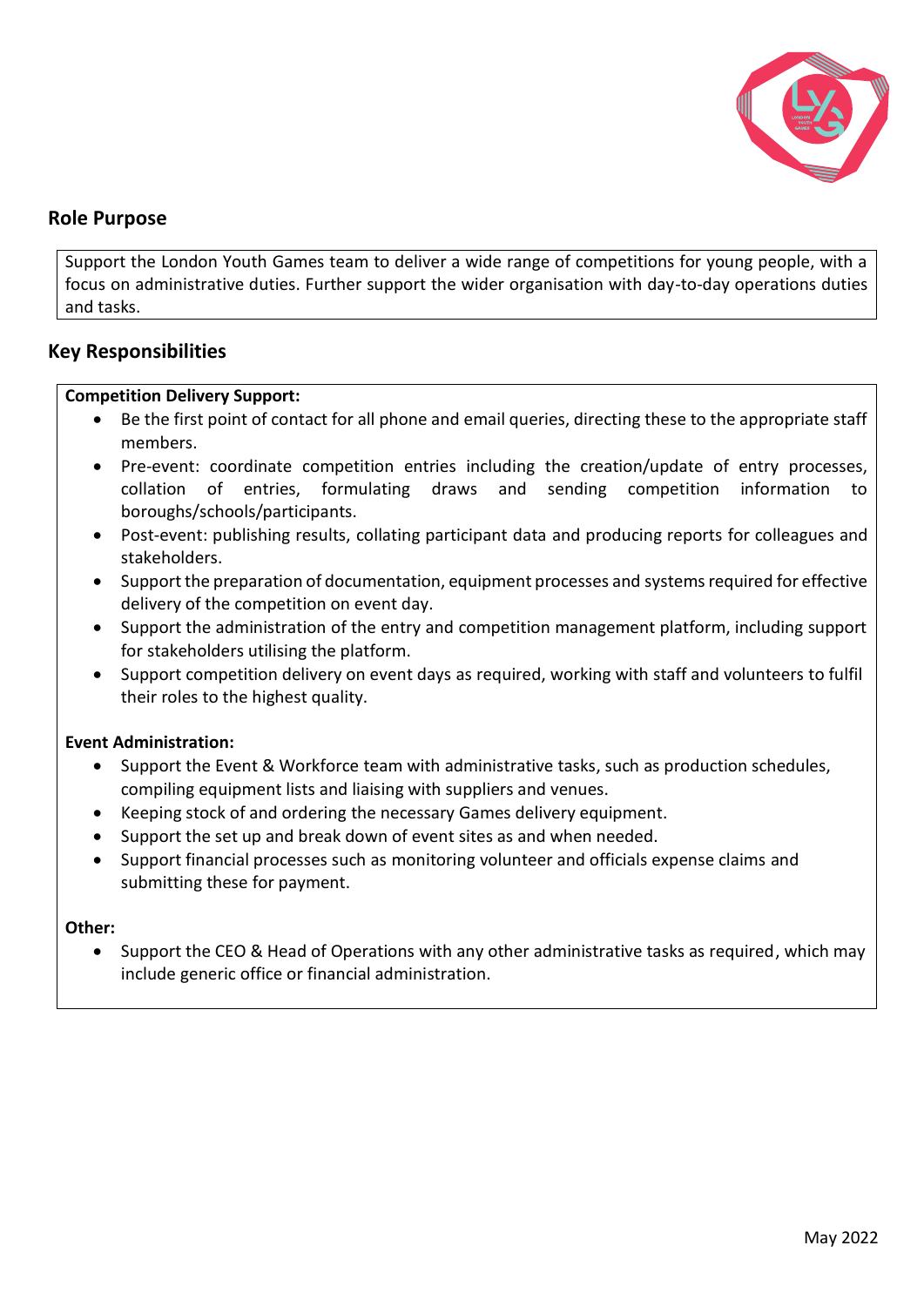## Role Purpose

Support the London Youth Games team to deliver a wide range of competitions for young people, with a focus on administrative duties. Further support the wider organisation with day-to-day operations duties and tasks.

## Key Responsibilities

**Competition Delivery Support:**

- Be the first point of contact for all phone and email queries, directing these to the appropriate staff members.
- Pre-event: coordinate competition entries including the creation/update of entry processes, collation of entries, formulating draws and sending competition information to boroughs/schools/participants.
- Post-event: publishing results, collating participant data and producing reports for colleagues and stakeholders.
- Support the preparation of documentation, equipment processes and systems required for effective delivery of the competition on event day.
- Support the administration of the entry and competition management platform, including support for stakeholders utilising the platform.
- Support competition delivery on event days as required, working with staff and volunteers to fulfil their roles to the highest quality.

**Event Administration:**

- Support the Event & Workforce team with administrative tasks, such as production schedules, compiling equipment lists and liaising with suppliers and venues.
- Keeping stock of and ordering the necessary Games delivery equipment.
- Support the set up and break down of event sites as and when needed.
- Support financial processes such as monitoring volunteer and officials expense claims and submitting these for payment.

**Other:**

- Support the CEO & Head of Operations with any other administrative tasks as required, which may include generic office or financial administration.

May 2022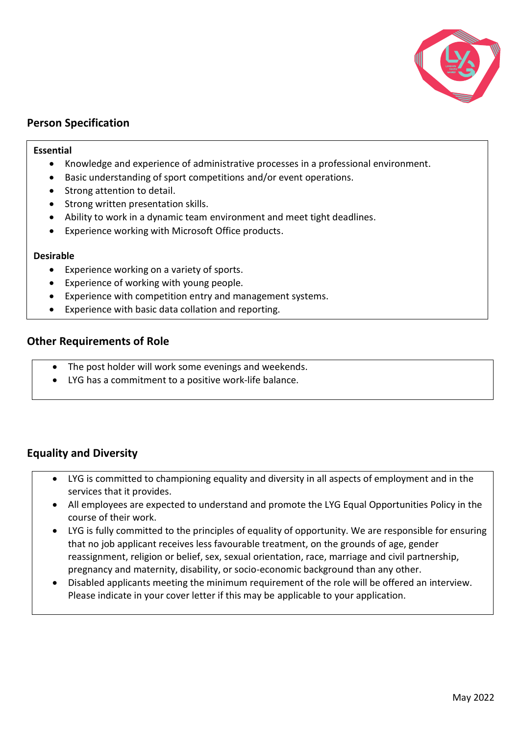## Person Specification

**Essential**

- Knowledge and experience of administrative processes in a professional environment.
- Basic understanding of sport competitions and/or event operations.
- Strong attention to detail.
- Strong written presentation skills.
- Ability to work in a dynamic team environment and meet tight deadlines.
- Experience working with Microsoft Office products.

**Desirable**

- Experience working on a variety of sports.
- Experience of working with young people.
- Experience with competition entry and management systems.
- Experience with basic data collation and reporting.

## Other Requirements of Role

- The post holder will work some evenings and weekends.
- LYG has a commitment to a positive work-life balance.

## Equality and Diversity

- LYG is committed to championing equality and diversity in all aspects of employment and in the services that it provides.
- All employees are expected to understand and promote the LYG Equal Opportunities Policy in the course of their work.
- LYG is fully committed to the principles of equality of opportunity. We are responsible for ensuring that no job applicant receives less favourable treatment, on the grounds of age, gender reassignment, religion or belief, sex, sexual orientation, race, marriage and civil partnership, pregnancy and maternity, disability, or socio-economic background than any other.
- Disabled applicants meeting the minimum requirement of the role will be offered an interview. Please indicate in your cover letter if this may be applicable to your application.

May 2022